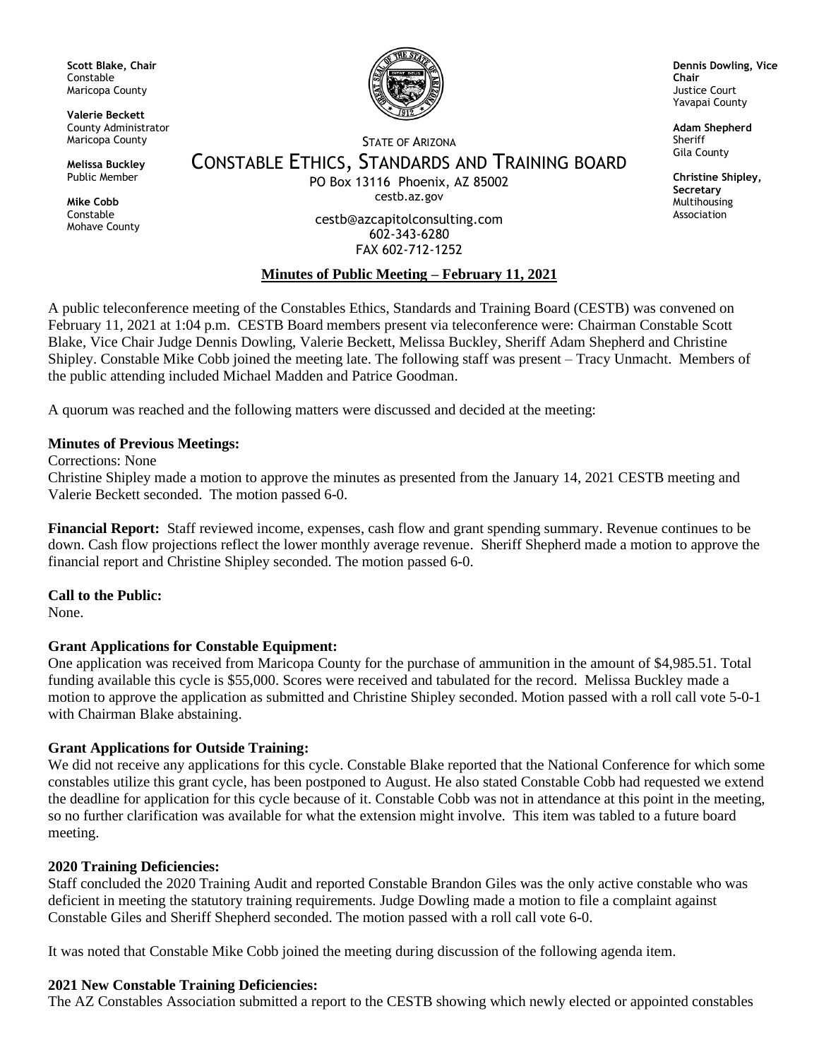**Scott Blake, Chair**
Constable
Maricopa County

**Valerie Beckett**
County Administrator
Maricopa County

**Melissa Buckley**
Public Member

**Mike Cobb**
Constable
Mohave County

**Dennis Dowling, Vice Chair**
Justice Court
Yavapai County

**Adam Shepherd**
Sheriff
Gila County

**Christine Shipley, Secretary**
Multihousing Association

STATE OF ARIZONA

# CONSTABLE ETHICS, STANDARDS AND TRAINING BOARD

PO Box 13116 Phoenix, AZ 85002
cestb.az.gov

cestb@azcapitolconsulting.com
602-343-6280
FAX 602-712-1252

## Minutes of Public Meeting – February 11, 2021

A public teleconference meeting of the Constables Ethics, Standards and Training Board (CESTB) was convened on February 11, 2021 at 1:04 p.m. CESTB Board members present via teleconference were: Chairman Constable Scott Blake, Vice Chair Judge Dennis Dowling, Valerie Beckett, Melissa Buckley, Sheriff Adam Shepherd and Christine Shipley. Constable Mike Cobb joined the meeting late. The following staff was present – Tracy Unmacht. Members of the public attending included Michael Madden and Patrice Goodman.

A quorum was reached and the following matters were discussed and decided at the meeting:

**Minutes of Previous Meetings:**

Corrections: None

Christine Shipley made a motion to approve the minutes as presented from the January 14, 2021 CESTB meeting and Valerie Beckett seconded. The motion passed 6-0.

**Financial Report:** Staff reviewed income, expenses, cash flow and grant spending summary. Revenue continues to be down. Cash flow projections reflect the lower monthly average revenue. Sheriff Shepherd made a motion to approve the financial report and Christine Shipley seconded. The motion passed 6-0.

**Call to the Public:**

None.

**Grant Applications for Constable Equipment:**

One application was received from Maricopa County for the purchase of ammunition in the amount of $4,985.51. Total funding available this cycle is $55,000. Scores were received and tabulated for the record. Melissa Buckley made a motion to approve the application as submitted and Christine Shipley seconded. Motion passed with a roll call vote 5-0-1 with Chairman Blake abstaining.

**Grant Applications for Outside Training:**

We did not receive any applications for this cycle. Constable Blake reported that the National Conference for which some constables utilize this grant cycle, has been postponed to August. He also stated Constable Cobb had requested we extend the deadline for application for this cycle because of it. Constable Cobb was not in attendance at this point in the meeting, so no further clarification was available for what the extension might involve. This item was tabled to a future board meeting.

**2020 Training Deficiencies:**

Staff concluded the 2020 Training Audit and reported Constable Brandon Giles was the only active constable who was deficient in meeting the statutory training requirements. Judge Dowling made a motion to file a complaint against Constable Giles and Sheriff Shepherd seconded. The motion passed with a roll call vote 6-0.

It was noted that Constable Mike Cobb joined the meeting during discussion of the following agenda item.

**2021 New Constable Training Deficiencies:**

The AZ Constables Association submitted a report to the CESTB showing which newly elected or appointed constables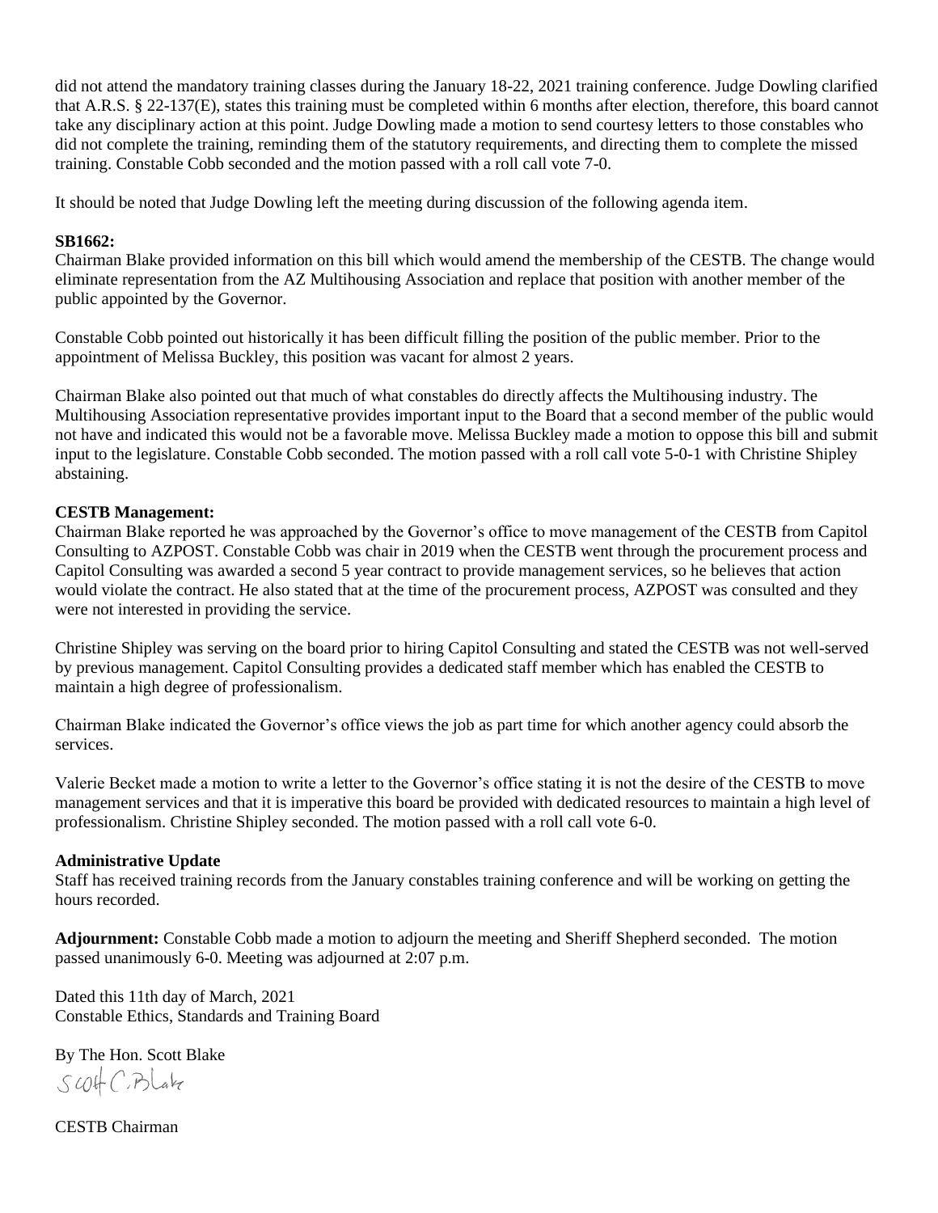did not attend the mandatory training classes during the January 18-22, 2021 training conference. Judge Dowling clarified that A.R.S. § 22-137(E), states this training must be completed within 6 months after election, therefore, this board cannot take any disciplinary action at this point. Judge Dowling made a motion to send courtesy letters to those constables who did not complete the training, reminding them of the statutory requirements, and directing them to complete the missed training. Constable Cobb seconded and the motion passed with a roll call vote 7-0.

It should be noted that Judge Dowling left the meeting during discussion of the following agenda item.

**SB1662:**
Chairman Blake provided information on this bill which would amend the membership of the CESTB. The change would eliminate representation from the AZ Multihousing Association and replace that position with another member of the public appointed by the Governor.

Constable Cobb pointed out historically it has been difficult filling the position of the public member. Prior to the appointment of Melissa Buckley, this position was vacant for almost 2 years.

Chairman Blake also pointed out that much of what constables do directly affects the Multihousing industry. The Multihousing Association representative provides important input to the Board that a second member of the public would not have and indicated this would not be a favorable move. Melissa Buckley made a motion to oppose this bill and submit input to the legislature. Constable Cobb seconded. The motion passed with a roll call vote 5-0-1 with Christine Shipley abstaining.

**CESTB Management:**
Chairman Blake reported he was approached by the Governor's office to move management of the CESTB from Capitol Consulting to AZPOST. Constable Cobb was chair in 2019 when the CESTB went through the procurement process and Capitol Consulting was awarded a second 5 year contract to provide management services, so he believes that action would violate the contract. He also stated that at the time of the procurement process, AZPOST was consulted and they were not interested in providing the service.

Christine Shipley was serving on the board prior to hiring Capitol Consulting and stated the CESTB was not well-served by previous management. Capitol Consulting provides a dedicated staff member which has enabled the CESTB to maintain a high degree of professionalism.

Chairman Blake indicated the Governor's office views the job as part time for which another agency could absorb the services.

Valerie Becket made a motion to write a letter to the Governor's office stating it is not the desire of the CESTB to move management services and that it is imperative this board be provided with dedicated resources to maintain a high level of professionalism. Christine Shipley seconded. The motion passed with a roll call vote 6-0.

**Administrative Update**
Staff has received training records from the January constables training conference and will be working on getting the hours recorded.

**Adjournment:** Constable Cobb made a motion to adjourn the meeting and Sheriff Shepherd seconded. The motion passed unanimously 6-0. Meeting was adjourned at 2:07 p.m.

Dated this 11th day of March, 2021
Constable Ethics, Standards and Training Board

By The Hon. Scott Blake

Scott C. Blake

CESTB Chairman